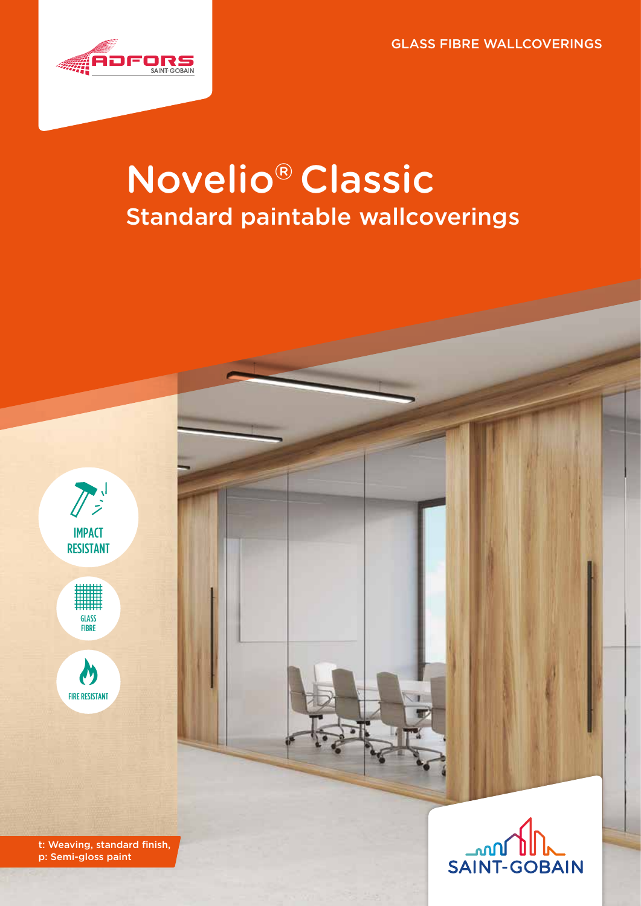GLASS FIBRE WALLCOVERINGS

# Novelio® Classic

## Standard paintable wallcoverings

IMPACT RESISTANT

GLASS FIBRE

FIRE RESISTANT

t: Weaving, standard finish,
p: Semi-gloss paint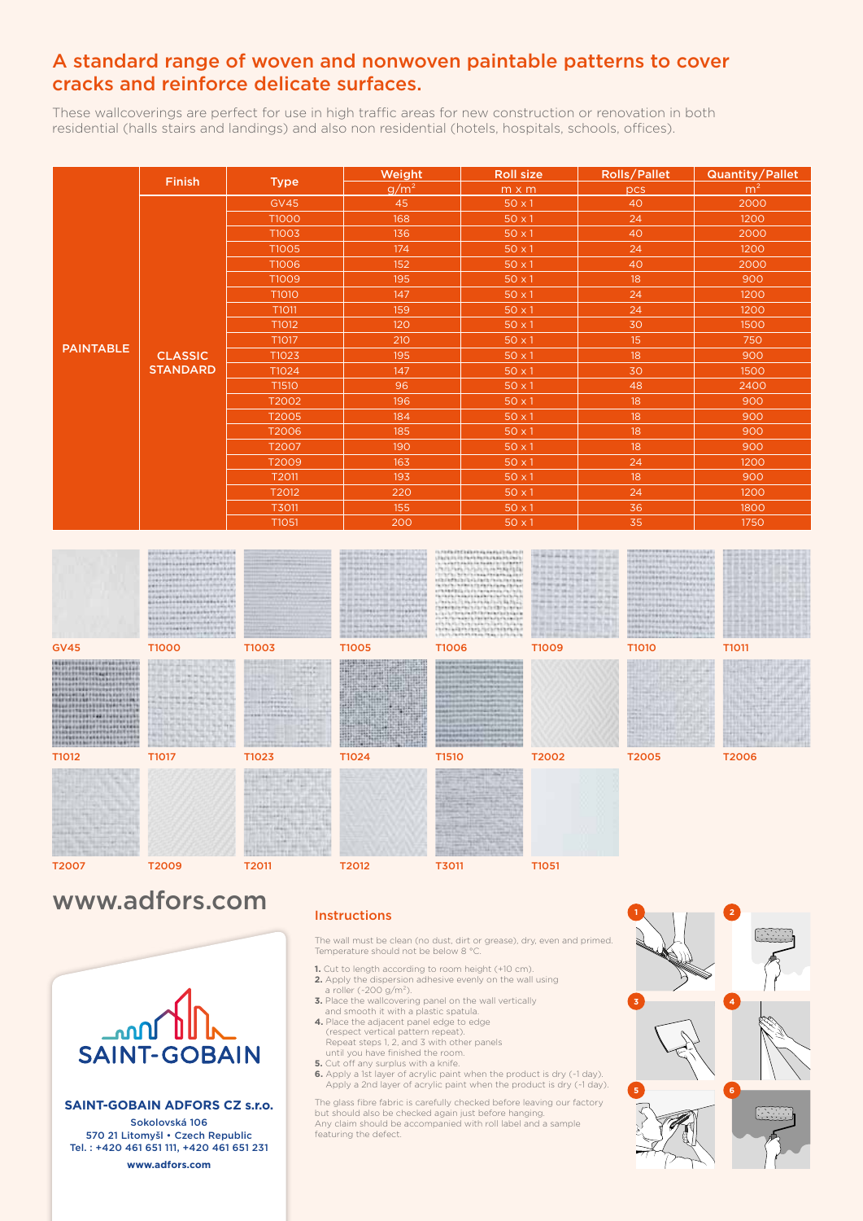## A standard range of woven and nonwoven paintable patterns to cover cracks and reinforce delicate surfaces.

These wallcoverings are perfect for use in high traffic areas for new construction or renovation in both residential (halls stairs and landings) and also non residential (hotels, hospitals, schools, offices).

| | Finish | Type | Weight | Roll size | Rolls/Pallet | Quantity/Pallet |
|---|---|---|---|---|---|---|
| | | | g/m² | m x m | pcs | m² |
| PAINTABLE | CLASSIC STANDARD | GV45 | 45 | 50 x 1 | 40 | 2000 |
| | | T1000 | 168 | 50 x 1 | 24 | 1200 |
| | | T1003 | 136 | 50 x 1 | 40 | 2000 |
| | | T1005 | 174 | 50 x 1 | 24 | 1200 |
| | | T1006 | 152 | 50 x 1 | 40 | 2000 |
| | | T1009 | 195 | 50 x 1 | 18 | 900 |
| | | T1010 | 147 | 50 x 1 | 24 | 1200 |
| | | T1011 | 159 | 50 x 1 | 24 | 1200 |
| | | T1012 | 120 | 50 x 1 | 30 | 1500 |
| | | T1017 | 210 | 50 x 1 | 15 | 750 |
| | | T1023 | 195 | 50 x 1 | 18 | 900 |
| | | T1024 | 147 | 50 x 1 | 30 | 1500 |
| | | T1510 | 96 | 50 x 1 | 48 | 2400 |
| | | T2002 | 196 | 50 x 1 | 18 | 900 |
| | | T2005 | 184 | 50 x 1 | 18 | 900 |
| | | T2006 | 185 | 50 x 1 | 18 | 900 |
| | | T2007 | 190 | 50 x 1 | 18 | 900 |
| | | T2009 | 163 | 50 x 1 | 24 | 1200 |
| | | T2011 | 193 | 50 x 1 | 18 | 900 |
| | | T2012 | 220 | 50 x 1 | 24 | 1200 |
| | | T3011 | 155 | 50 x 1 | 36 | 1800 |
| | | T1051 | 200 | 50 x 1 | 35 | 1750 |

GV45 T1000 T1003 T1005 T1006 T1009 T1010 T1011

T1012 T1017 T1023 T1024 T1510 T2002 T2005 T2006

T2007 T2009 T2011 T2012 T3011 T1051

# www.adfors.com

SAINT-GOBAIN

**SAINT-GOBAIN ADFORS CZ s.r.o.**

Sokolovská 106
570 21 Litomyšl • Czech Republic
Tel. : +420 461 651 111, +420 461 651 231

**www.adfors.com**

### Instructions

The wall must be clean (no dust, dirt or grease), dry, even and primed. Temperature should not be below 8 °C.

1. Cut to length according to room height (+10 cm).
2. Apply the dispersion adhesive evenly on the wall using a roller (~200 g/m²).
3. Place the wallcovering panel on the wall vertically and smooth it with a plastic spatula.
4. Place the adjacent panel edge to edge (respect vertical pattern repeat). Repeat steps 1, 2, and 3 with other panels until you have finished the room.
5. Cut off any surplus with a knife.
6. Apply a 1st layer of acrylic paint when the product is dry (~1 day). Apply a 2nd layer of acrylic paint when the product is dry (~1 day).

The glass fibre fabric is carefully checked before leaving our factory but should also be checked again just before hanging. Any claim should be accompanied with roll label and a sample featuring the defect.

1 2 3 4 5 6